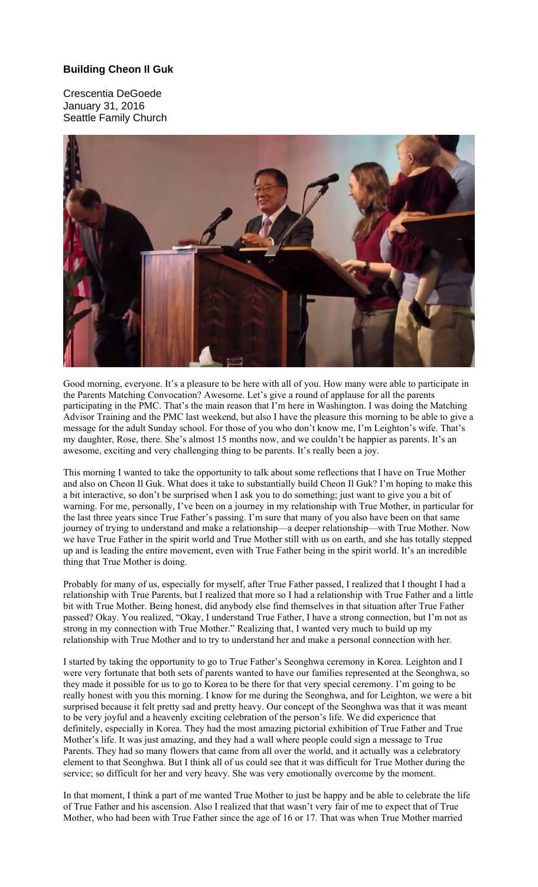# Building Cheon Il Guk

Crescentia DeGoede
January 31, 2016
Seattle Family Church

Good morning, everyone. It's a pleasure to be here with all of you. How many were able to participate in the Parents Matching Convocation? Awesome. Let's give a round of applause for all the parents participating in the PMC. That's the main reason that I'm here in Washington. I was doing the Matching Advisor Training and the PMC last weekend, but also I have the pleasure this morning to be able to give a message for the adult Sunday school. For those of you who don't know me, I'm Leighton's wife. That's my daughter, Rose, there. She's almost 15 months now, and we couldn't be happier as parents. It's an awesome, exciting and very challenging thing to be parents. It's really been a joy.

This morning I wanted to take the opportunity to talk about some reflections that I have on True Mother and also on Cheon Il Guk. What does it take to substantially build Cheon Il Guk? I'm hoping to make this a bit interactive, so don't be surprised when I ask you to do something; just want to give you a bit of warning. For me, personally, I've been on a journey in my relationship with True Mother, in particular for the last three years since True Father's passing. I'm sure that many of you also have been on that same journey of trying to understand and make a relationship—a deeper relationship—with True Mother. Now we have True Father in the spirit world and True Mother still with us on earth, and she has totally stepped up and is leading the entire movement, even with True Father being in the spirit world. It's an incredible thing that True Mother is doing.

Probably for many of us, especially for myself, after True Father passed, I realized that I thought I had a relationship with True Parents, but I realized that more so I had a relationship with True Father and a little bit with True Mother. Being honest, did anybody else find themselves in that situation after True Father passed? Okay. You realized, "Okay, I understand True Father, I have a strong connection, but I'm not as strong in my connection with True Mother." Realizing that, I wanted very much to build up my relationship with True Mother and to try to understand her and make a personal connection with her.

I started by taking the opportunity to go to True Father's Seonghwa ceremony in Korea. Leighton and I were very fortunate that both sets of parents wanted to have our families represented at the Seonghwa, so they made it possible for us to go to Korea to be there for that very special ceremony. I'm going to be really honest with you this morning. I know for me during the Seonghwa, and for Leighton, we were a bit surprised because it felt pretty sad and pretty heavy. Our concept of the Seonghwa was that it was meant to be very joyful and a heavenly exciting celebration of the person's life. We did experience that definitely, especially in Korea. They had the most amazing pictorial exhibition of True Father and True Mother's life. It was just amazing, and they had a wall where people could sign a message to True Parents. They had so many flowers that came from all over the world, and it actually was a celebratory element to that Seonghwa. But I think all of us could see that it was difficult for True Mother during the service; so difficult for her and very heavy. She was very emotionally overcome by the moment.

In that moment, I think a part of me wanted True Mother to just be happy and be able to celebrate the life of True Father and his ascension. Also I realized that that wasn't very fair of me to expect that of True Mother, who had been with True Father since the age of 16 or 17. That was when True Mother married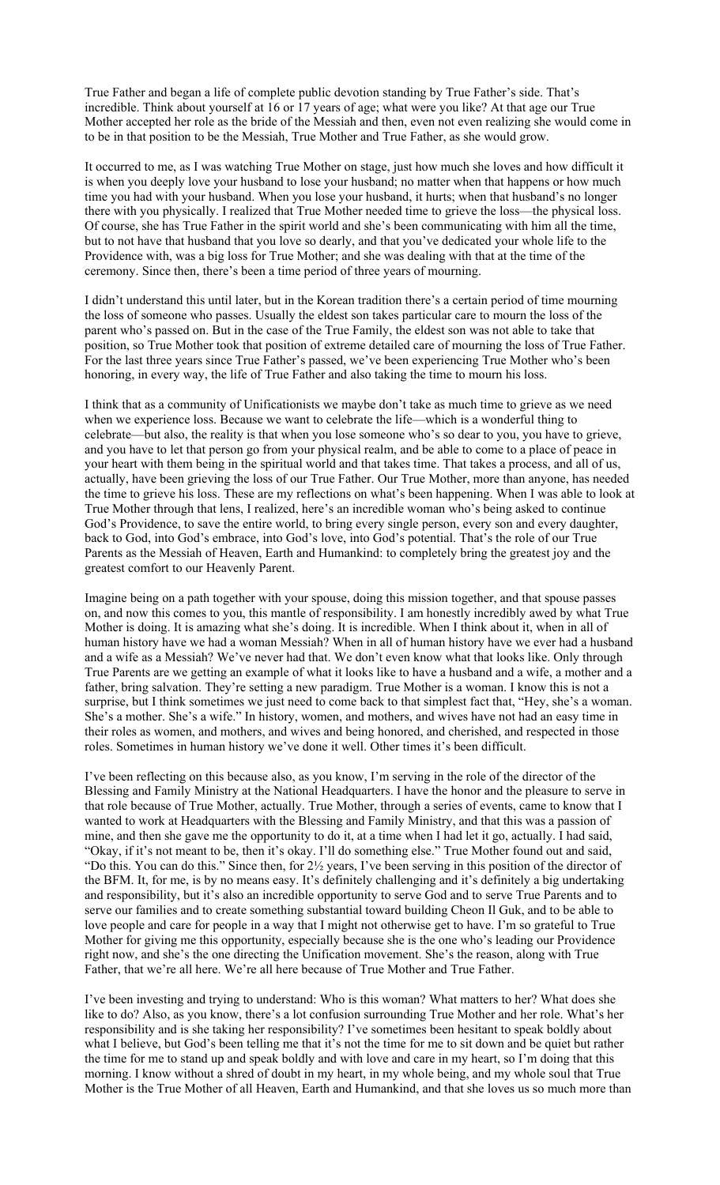True Father and began a life of complete public devotion standing by True Father's side. That's incredible. Think about yourself at 16 or 17 years of age; what were you like? At that age our True Mother accepted her role as the bride of the Messiah and then, even not even realizing she would come in to be in that position to be the Messiah, True Mother and True Father, as she would grow.

It occurred to me, as I was watching True Mother on stage, just how much she loves and how difficult it is when you deeply love your husband to lose your husband; no matter when that happens or how much time you had with your husband. When you lose your husband, it hurts; when that husband's no longer there with you physically. I realized that True Mother needed time to grieve the loss—the physical loss. Of course, she has True Father in the spirit world and she's been communicating with him all the time, but to not have that husband that you love so dearly, and that you've dedicated your whole life to the Providence with, was a big loss for True Mother; and she was dealing with that at the time of the ceremony. Since then, there's been a time period of three years of mourning.

I didn't understand this until later, but in the Korean tradition there's a certain period of time mourning the loss of someone who passes. Usually the eldest son takes particular care to mourn the loss of the parent who's passed on. But in the case of the True Family, the eldest son was not able to take that position, so True Mother took that position of extreme detailed care of mourning the loss of True Father. For the last three years since True Father's passed, we've been experiencing True Mother who's been honoring, in every way, the life of True Father and also taking the time to mourn his loss.

I think that as a community of Unificationists we maybe don't take as much time to grieve as we need when we experience loss. Because we want to celebrate the life—which is a wonderful thing to celebrate—but also, the reality is that when you lose someone who's so dear to you, you have to grieve, and you have to let that person go from your physical realm, and be able to come to a place of peace in your heart with them being in the spiritual world and that takes time. That takes a process, and all of us, actually, have been grieving the loss of our True Father. Our True Mother, more than anyone, has needed the time to grieve his loss. These are my reflections on what's been happening. When I was able to look at True Mother through that lens, I realized, here's an incredible woman who's being asked to continue God's Providence, to save the entire world, to bring every single person, every son and every daughter, back to God, into God's embrace, into God's love, into God's potential. That's the role of our True Parents as the Messiah of Heaven, Earth and Humankind: to completely bring the greatest joy and the greatest comfort to our Heavenly Parent.

Imagine being on a path together with your spouse, doing this mission together, and that spouse passes on, and now this comes to you, this mantle of responsibility. I am honestly incredibly awed by what True Mother is doing. It is amazing what she's doing. It is incredible. When I think about it, when in all of human history have we had a woman Messiah? When in all of human history have we ever had a husband and a wife as a Messiah? We've never had that. We don't even know what that looks like. Only through True Parents are we getting an example of what it looks like to have a husband and a wife, a mother and a father, bring salvation. They're setting a new paradigm. True Mother is a woman. I know this is not a surprise, but I think sometimes we just need to come back to that simplest fact that, "Hey, she's a woman. She's a mother. She's a wife." In history, women, and mothers, and wives have not had an easy time in their roles as women, and mothers, and wives and being honored, and cherished, and respected in those roles. Sometimes in human history we've done it well. Other times it's been difficult.

I've been reflecting on this because also, as you know, I'm serving in the role of the director of the Blessing and Family Ministry at the National Headquarters. I have the honor and the pleasure to serve in that role because of True Mother, actually. True Mother, through a series of events, came to know that I wanted to work at Headquarters with the Blessing and Family Ministry, and that this was a passion of mine, and then she gave me the opportunity to do it, at a time when I had let it go, actually. I had said, "Okay, if it's not meant to be, then it's okay. I'll do something else." True Mother found out and said, "Do this. You can do this." Since then, for 2½ years, I've been serving in this position of the director of the BFM. It, for me, is by no means easy. It's definitely challenging and it's definitely a big undertaking and responsibility, but it's also an incredible opportunity to serve God and to serve True Parents and to serve our families and to create something substantial toward building Cheon Il Guk, and to be able to love people and care for people in a way that I might not otherwise get to have. I'm so grateful to True Mother for giving me this opportunity, especially because she is the one who's leading our Providence right now, and she's the one directing the Unification movement. She's the reason, along with True Father, that we're all here. We're all here because of True Mother and True Father.

I've been investing and trying to understand: Who is this woman? What matters to her? What does she like to do? Also, as you know, there's a lot confusion surrounding True Mother and her role. What's her responsibility and is she taking her responsibility? I've sometimes been hesitant to speak boldly about what I believe, but God's been telling me that it's not the time for me to sit down and be quiet but rather the time for me to stand up and speak boldly and with love and care in my heart, so I'm doing that this morning. I know without a shred of doubt in my heart, in my whole being, and my whole soul that True Mother is the True Mother of all Heaven, Earth and Humankind, and that she loves us so much more than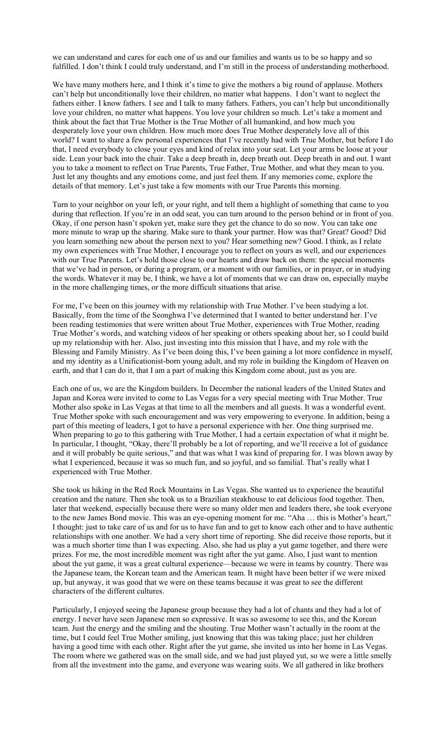we can understand and cares for each one of us and our families and wants us to be so happy and so fulfilled. I don't think I could truly understand, and I'm still in the process of understanding motherhood.

We have many mothers here, and I think it's time to give the mothers a big round of applause. Mothers can't help but unconditionally love their children, no matter what happens. I don't want to neglect the fathers either. I know fathers. I see and I talk to many fathers. Fathers, you can't help but unconditionally love your children, no matter what happens. You love your children so much. Let's take a moment and think about the fact that True Mother is the True Mother of all humankind, and how much you desperately love your own children. How much more does True Mother desperately love all of this world? I want to share a few personal experiences that I've recently had with True Mother, but before I do that, I need everybody to close your eyes and kind of relax into your seat. Let your arms be loose at your side. Lean your back into the chair. Take a deep breath in, deep breath out. Deep breath in and out. I want you to take a moment to reflect on True Parents, True Father, True Mother, and what they mean to you. Just let any thoughts and any emotions come, and just feel them. If any memories come, explore the details of that memory. Let's just take a few moments with our True Parents this morning.

Turn to your neighbor on your left, or your right, and tell them a highlight of something that came to you during that reflection. If you're in an odd seat, you can turn around to the person behind or in front of you. Okay, if one person hasn't spoken yet, make sure they get the chance to do so now. You can take one more minute to wrap up the sharing. Make sure to thank your partner. How was that? Great? Good? Did you learn something new about the person next to you? Hear something new? Good. I think, as I relate my own experiences with True Mother, I encourage you to reflect on yours as well, and our experiences with our True Parents. Let's hold those close to our hearts and draw back on them: the special moments that we've had in person, or during a program, or a moment with our families, or in prayer, or in studying the words. Whatever it may be, I think, we have a lot of moments that we can draw on, especially maybe in the more challenging times, or the more difficult situations that arise.

For me, I've been on this journey with my relationship with True Mother. I've been studying a lot. Basically, from the time of the Seonghwa I've determined that I wanted to better understand her. I've been reading testimonies that were written about True Mother, experiences with True Mother, reading True Mother's words, and watching videos of her speaking or others speaking about her, so I could build up my relationship with her. Also, just investing into this mission that I have, and my role with the Blessing and Family Ministry. As I've been doing this, I've been gaining a lot more confidence in myself, and my identity as a Unificationist-born young adult, and my role in building the Kingdom of Heaven on earth, and that I can do it, that I am a part of making this Kingdom come about, just as you are.

Each one of us, we are the Kingdom builders. In December the national leaders of the United States and Japan and Korea were invited to come to Las Vegas for a very special meeting with True Mother. True Mother also spoke in Las Vegas at that time to all the members and all guests. It was a wonderful event. True Mother spoke with such encouragement and was very empowering to everyone. In addition, being a part of this meeting of leaders, I got to have a personal experience with her. One thing surprised me. When preparing to go to this gathering with True Mother, I had a certain expectation of what it might be. In particular, I thought, "Okay, there'll probably be a lot of reporting, and we'll receive a lot of guidance and it will probably be quite serious," and that was what I was kind of preparing for. I was blown away by what I experienced, because it was so much fun, and so joyful, and so familial. That's really what I experienced with True Mother.

She took us hiking in the Red Rock Mountains in Las Vegas. She wanted us to experience the beautiful creation and the nature. Then she took us to a Brazilian steakhouse to eat delicious food together. Then, later that weekend, especially because there were so many older men and leaders there, she took everyone to the new James Bond movie. This was an eye-opening moment for me. "Aha … this is Mother's heart," I thought: just to take care of us and for us to have fun and to get to know each other and to have authentic relationships with one another. We had a very short time of reporting. She did receive those reports, but it was a much shorter time than I was expecting. Also, she had us play a yut game together, and there were prizes. For me, the most incredible moment was right after the yut game. Also, I just want to mention about the yut game, it was a great cultural experience—because we were in teams by country. There was the Japanese team, the Korean team and the American team. It might have been better if we were mixed up, but anyway, it was good that we were on these teams because it was great to see the different characters of the different cultures.

Particularly, I enjoyed seeing the Japanese group because they had a lot of chants and they had a lot of energy. I never have seen Japanese men so expressive. It was so awesome to see this, and the Korean team. Just the energy and the smiling and the shouting. True Mother wasn't actually in the room at the time, but I could feel True Mother smiling, just knowing that this was taking place; just her children having a good time with each other. Right after the yut game, she invited us into her home in Las Vegas. The room where we gathered was on the small side, and we had just played yut, so we were a little smelly from all the investment into the game, and everyone was wearing suits. We all gathered in like brothers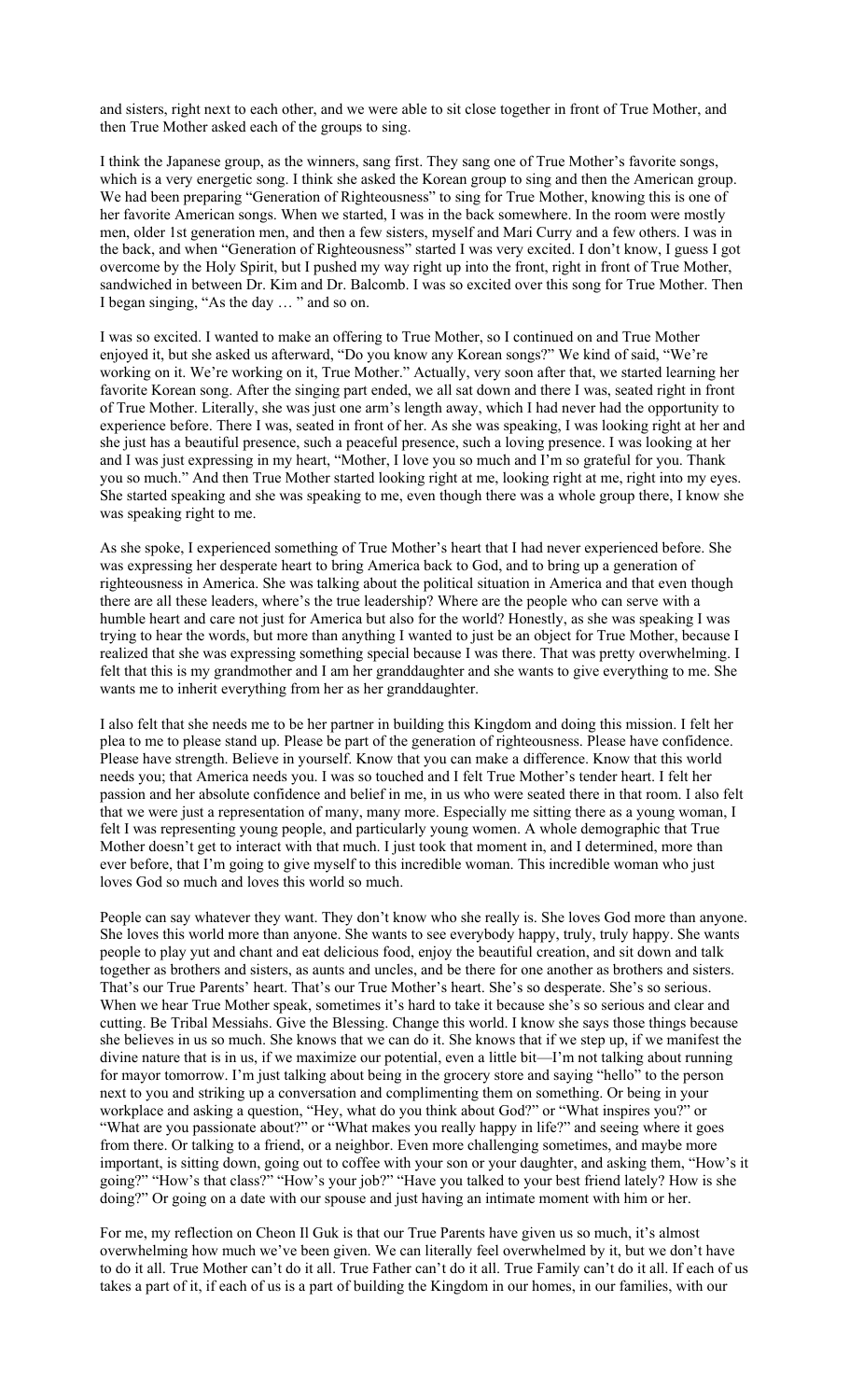and sisters, right next to each other, and we were able to sit close together in front of True Mother, and then True Mother asked each of the groups to sing.

I think the Japanese group, as the winners, sang first. They sang one of True Mother's favorite songs, which is a very energetic song. I think she asked the Korean group to sing and then the American group. We had been preparing "Generation of Righteousness" to sing for True Mother, knowing this is one of her favorite American songs. When we started, I was in the back somewhere. In the room were mostly men, older 1st generation men, and then a few sisters, myself and Mari Curry and a few others. I was in the back, and when "Generation of Righteousness" started I was very excited. I don't know, I guess I got overcome by the Holy Spirit, but I pushed my way right up into the front, right in front of True Mother, sandwiched in between Dr. Kim and Dr. Balcomb. I was so excited over this song for True Mother. Then I began singing, "As the day … " and so on.

I was so excited. I wanted to make an offering to True Mother, so I continued on and True Mother enjoyed it, but she asked us afterward, "Do you know any Korean songs?" We kind of said, "We're working on it. We're working on it, True Mother." Actually, very soon after that, we started learning her favorite Korean song. After the singing part ended, we all sat down and there I was, seated right in front of True Mother. Literally, she was just one arm's length away, which I had never had the opportunity to experience before. There I was, seated in front of her. As she was speaking, I was looking right at her and she just has a beautiful presence, such a peaceful presence, such a loving presence. I was looking at her and I was just expressing in my heart, "Mother, I love you so much and I'm so grateful for you. Thank you so much." And then True Mother started looking right at me, looking right at me, right into my eyes. She started speaking and she was speaking to me, even though there was a whole group there, I know she was speaking right to me.

As she spoke, I experienced something of True Mother's heart that I had never experienced before. She was expressing her desperate heart to bring America back to God, and to bring up a generation of righteousness in America. She was talking about the political situation in America and that even though there are all these leaders, where's the true leadership? Where are the people who can serve with a humble heart and care not just for America but also for the world? Honestly, as she was speaking I was trying to hear the words, but more than anything I wanted to just be an object for True Mother, because I realized that she was expressing something special because I was there. That was pretty overwhelming. I felt that this is my grandmother and I am her granddaughter and she wants to give everything to me. She wants me to inherit everything from her as her granddaughter.

I also felt that she needs me to be her partner in building this Kingdom and doing this mission. I felt her plea to me to please stand up. Please be part of the generation of righteousness. Please have confidence. Please have strength. Believe in yourself. Know that you can make a difference. Know that this world needs you; that America needs you. I was so touched and I felt True Mother's tender heart. I felt her passion and her absolute confidence and belief in me, in us who were seated there in that room. I also felt that we were just a representation of many, many more. Especially me sitting there as a young woman, I felt I was representing young people, and particularly young women. A whole demographic that True Mother doesn't get to interact with that much. I just took that moment in, and I determined, more than ever before, that I'm going to give myself to this incredible woman. This incredible woman who just loves God so much and loves this world so much.

People can say whatever they want. They don't know who she really is. She loves God more than anyone. She loves this world more than anyone. She wants to see everybody happy, truly, truly happy. She wants people to play yut and chant and eat delicious food, enjoy the beautiful creation, and sit down and talk together as brothers and sisters, as aunts and uncles, and be there for one another as brothers and sisters. That's our True Parents' heart. That's our True Mother's heart. She's so desperate. She's so serious. When we hear True Mother speak, sometimes it's hard to take it because she's so serious and clear and cutting. Be Tribal Messiahs. Give the Blessing. Change this world. I know she says those things because she believes in us so much. She knows that we can do it. She knows that if we step up, if we manifest the divine nature that is in us, if we maximize our potential, even a little bit—I'm not talking about running for mayor tomorrow. I'm just talking about being in the grocery store and saying "hello" to the person next to you and striking up a conversation and complimenting them on something. Or being in your workplace and asking a question, "Hey, what do you think about God?" or "What inspires you?" or "What are you passionate about?" or "What makes you really happy in life?" and seeing where it goes from there. Or talking to a friend, or a neighbor. Even more challenging sometimes, and maybe more important, is sitting down, going out to coffee with your son or your daughter, and asking them, "How's it going?" "How's that class?" "How's your job?" "Have you talked to your best friend lately? How is she doing?" Or going on a date with our spouse and just having an intimate moment with him or her.

For me, my reflection on Cheon Il Guk is that our True Parents have given us so much, it's almost overwhelming how much we've been given. We can literally feel overwhelmed by it, but we don't have to do it all. True Mother can't do it all. True Father can't do it all. True Family can't do it all. If each of us takes a part of it, if each of us is a part of building the Kingdom in our homes, in our families, with our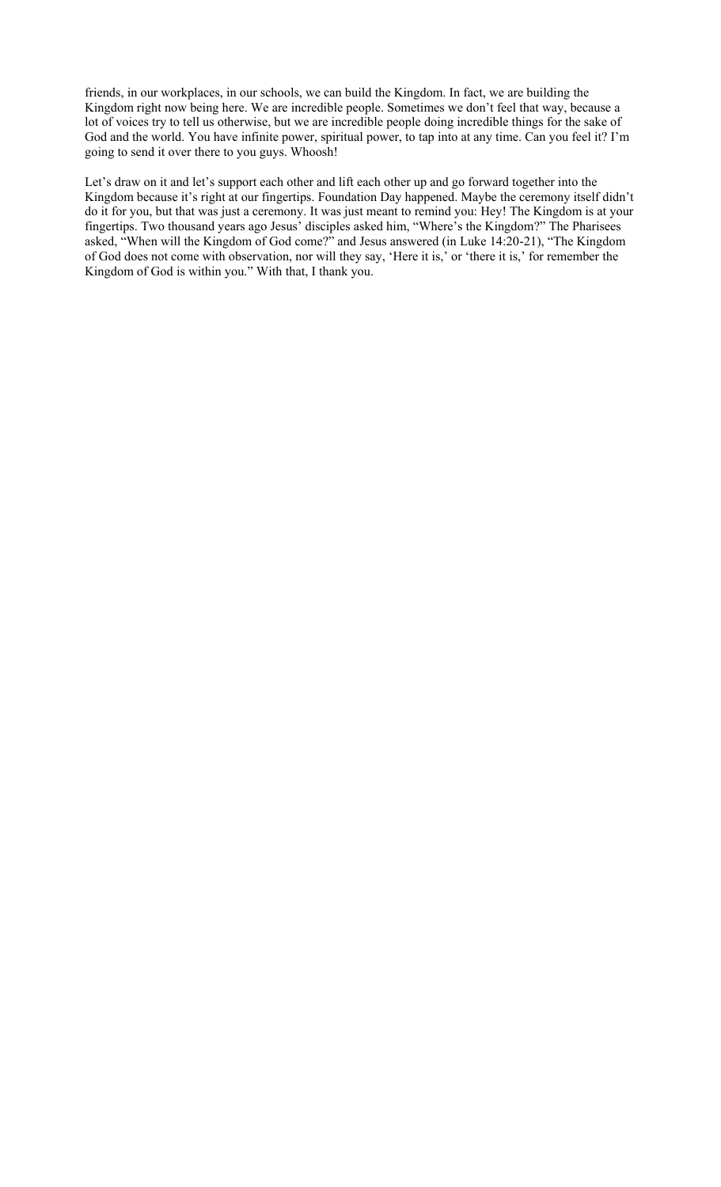friends, in our workplaces, in our schools, we can build the Kingdom. In fact, we are building the Kingdom right now being here. We are incredible people. Sometimes we don't feel that way, because a lot of voices try to tell us otherwise, but we are incredible people doing incredible things for the sake of God and the world. You have infinite power, spiritual power, to tap into at any time. Can you feel it? I'm going to send it over there to you guys. Whoosh!

Let's draw on it and let's support each other and lift each other up and go forward together into the Kingdom because it's right at our fingertips. Foundation Day happened. Maybe the ceremony itself didn't do it for you, but that was just a ceremony. It was just meant to remind you: Hey! The Kingdom is at your fingertips. Two thousand years ago Jesus' disciples asked him, "Where's the Kingdom?" The Pharisees asked, "When will the Kingdom of God come?" and Jesus answered (in Luke 14:20-21), "The Kingdom of God does not come with observation, nor will they say, 'Here it is,' or 'there it is,' for remember the Kingdom of God is within you." With that, I thank you.